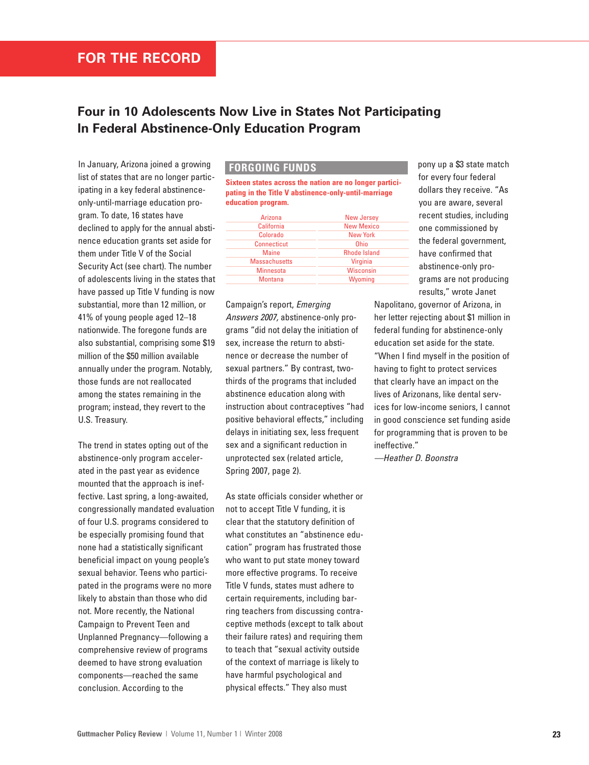FOR THE RECORD

## Four in 10 Adolescents Now Live in States Not Participating In Federal Abstinence-Only Education Program

In January, Arizona joined a growing list of states that are no longer participating in a key federal abstinence-only-until-marriage education program. To date, 16 states have declined to apply for the annual abstinence education grants set aside for them under Title V of the Social Security Act (see chart). The number of adolescents living in the states that have passed up Title V funding is now substantial, more than 12 million, or 41% of young people aged 12–18 nationwide. The foregone funds are also substantial, comprising some $19 million of the $50 million available annually under the program. Notably, those funds are not reallocated among the states remaining in the program; instead, they revert to the U.S. Treasury.

### FORGOING FUNDS

**Sixteen states across the nation are no longer participating in the Title V abstinence-only-until-marriage education program.**

| | |
|---|---|
| Arizona | New Jersey |
| California | New Mexico |
| Colorado | New York |
| Connecticut | Ohio |
| Maine | Rhode Island |
| Massachusetts | Virginia |
| Minnesota | Wisconsin |
| Montana | Wyoming |

The trend in states opting out of the abstinence-only program accelerated in the past year as evidence mounted that the approach is ineffective. Last spring, a long-awaited, congressionally mandated evaluation of four U.S. programs considered to be especially promising found that none had a statistically significant beneficial impact on young people's sexual behavior. Teens who participated in the programs were no more likely to abstain than those who did not. More recently, the National Campaign to Prevent Teen and Unplanned Pregnancy—following a comprehensive review of programs deemed to have strong evaluation components—reached the same conclusion. According to the Campaign's report, *Emerging Answers 2007*, abstinence-only programs "did not delay the initiation of sex, increase the return to abstinence or decrease the number of sexual partners." By contrast, two-thirds of the programs that included abstinence education along with instruction about contraceptives "had positive behavioral effects," including delays in initiating sex, less frequent sex and a significant reduction in unprotected sex (related article, Spring 2007, page 2).

As state officials consider whether or not to accept Title V funding, it is clear that the statutory definition of what constitutes an "abstinence education" program has frustrated those who want to put state money toward more effective programs. To receive Title V funds, states must adhere to certain requirements, including barring teachers from discussing contraceptive methods (except to talk about their failure rates) and requiring them to teach that "sexual activity outside of the context of marriage is likely to have harmful psychological and physical effects." They also must pony up a $3 state match for every four federal dollars they receive. "As you are aware, several recent studies, including one commissioned by the federal government, have confirmed that abstinence-only programs are not producing results," wrote Janet Napolitano, governor of Arizona, in her letter rejecting about $1 million in federal funding for abstinence-only education set aside for the state. "When I find myself in the position of having to fight to protect services that clearly have an impact on the lives of Arizonans, like dental services for low-income seniors, I cannot in good conscience set funding aside for programming that is proven to be ineffective."

*—Heather D. Boonstra*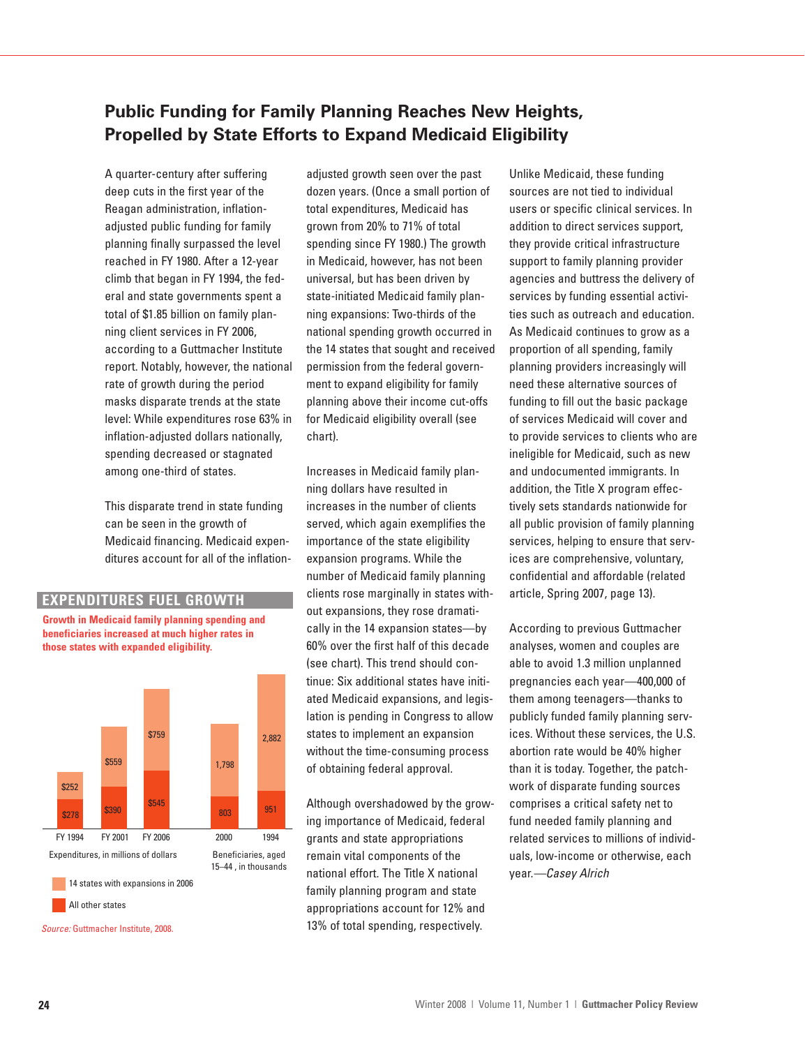# Public Funding for Family Planning Reaches New Heights, Propelled by State Efforts to Expand Medicaid Eligibility

A quarter-century after suffering deep cuts in the first year of the Reagan administration, inflation-adjusted public funding for family planning finally surpassed the level reached in FY 1980. After a 12-year climb that began in FY 1994, the federal and state governments spent a total of $1.85 billion on family planning client services in FY 2006, according to a Guttmacher Institute report. Notably, however, the national rate of growth during the period masks disparate trends at the state level: While expenditures rose 63% in inflation-adjusted dollars nationally, spending decreased or stagnated among one-third of states.

This disparate trend in state funding can be seen in the growth of Medicaid financing. Medicaid expenditures account for all of the inflation-adjusted growth seen over the past dozen years. (Once a small portion of total expenditures, Medicaid has grown from 20% to 71% of total spending since FY 1980.) The growth in Medicaid, however, has not been universal, but has been driven by state-initiated Medicaid family planning expansions: Two-thirds of the national spending growth occurred in the 14 states that sought and received permission from the federal government to expand eligibility for family planning above their income cut-offs for Medicaid eligibility overall (see chart).

## EXPENDITURES FUEL GROWTH

**Growth in Medicaid family planning spending and beneficiaries increased at much higher rates in those states with expanded eligibility.**

$252
$278
$559
$390
$759
$545
1,798
803
2,882
951

FY 1994 FY 2001 FY 2006
Expenditures, in millions of dollars

2000 1994
Beneficiaries, aged 15–44 , in thousands

14 states with expansions in 2006
All other states

*Source:* Guttmacher Institute, 2008.

Increases in Medicaid family planning dollars have resulted in increases in the number of clients served, which again exemplifies the importance of the state eligibility expansion programs. While the number of Medicaid family planning clients rose marginally in states without expansions, they rose dramatically in the 14 expansion states—by 60% over the first half of this decade (see chart). This trend should continue: Six additional states have initiated Medicaid expansions, and legislation is pending in Congress to allow states to implement an expansion without the time-consuming process of obtaining federal approval.

Although overshadowed by the growing importance of Medicaid, federal grants and state appropriations remain vital components of the national effort. The Title X national family planning program and state appropriations account for 12% and 13% of total spending, respectively. Unlike Medicaid, these funding sources are not tied to individual users or specific clinical services. In addition to direct services support, they provide critical infrastructure support to family planning provider agencies and buttress the delivery of services by funding essential activities such as outreach and education. As Medicaid continues to grow as a proportion of all spending, family planning providers increasingly will need these alternative sources of funding to fill out the basic package of services Medicaid will cover and to provide services to clients who are ineligible for Medicaid, such as new and undocumented immigrants. In addition, the Title X program effectively sets standards nationwide for all public provision of family planning services, helping to ensure that services are comprehensive, voluntary, confidential and affordable (related article, Spring 2007, page 13).

According to previous Guttmacher analyses, women and couples are able to avoid 1.3 million unplanned pregnancies each year—400,000 of them among teenagers—thanks to publicly funded family planning services. Without these services, the U.S. abortion rate would be 40% higher than it is today. Together, the patchwork of disparate funding sources comprises a critical safety net to fund needed family planning and related services to millions of individuals, low-income or otherwise, each year.—*Casey Alrich*